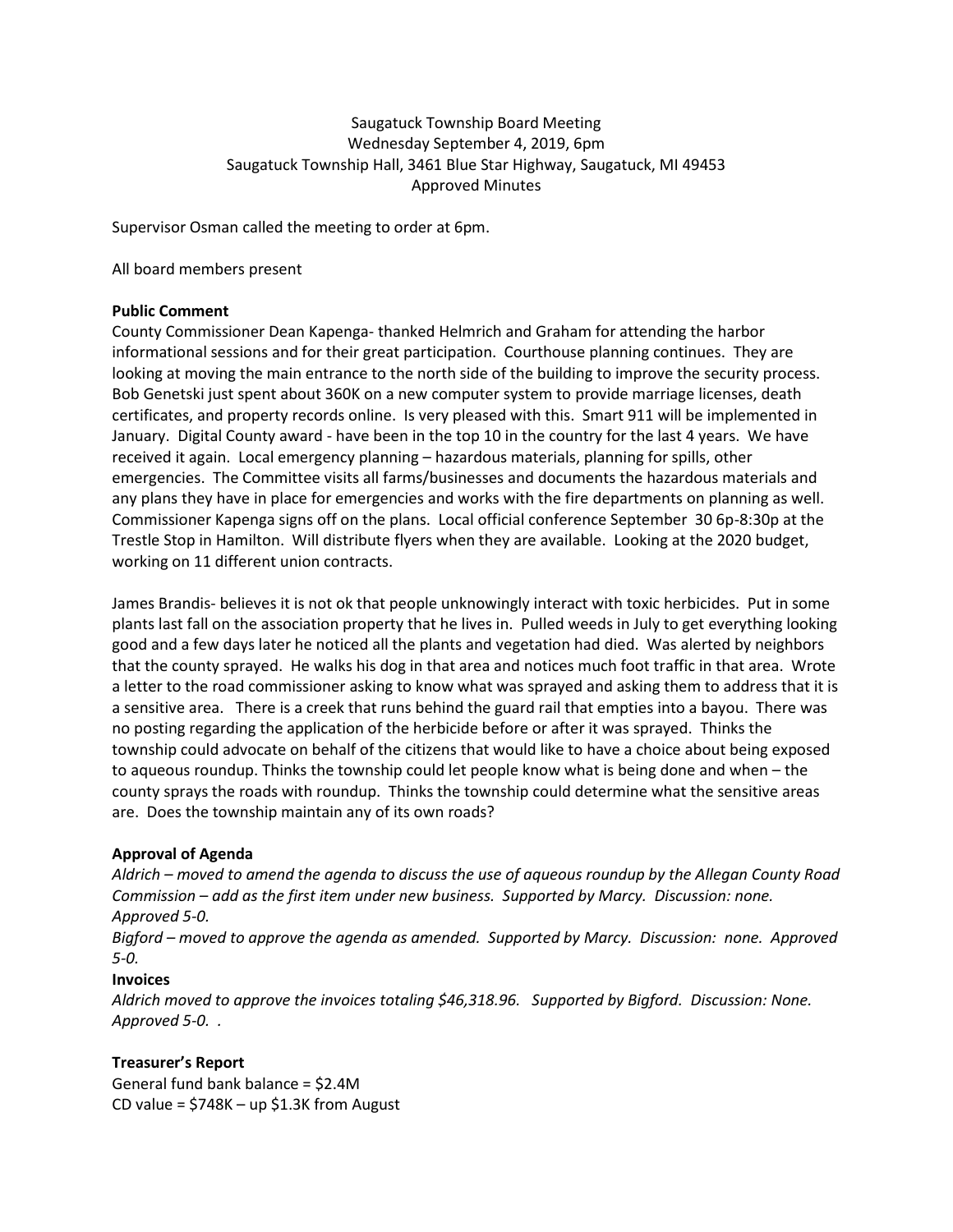Saugatuck Township Board Meeting
Wednesday September 4, 2019, 6pm
Saugatuck Township Hall, 3461 Blue Star Highway, Saugatuck, MI 49453
Approved Minutes

Supervisor Osman called the meeting to order at 6pm.

All board members present

**Public Comment**

County Commissioner Dean Kapenga- thanked Helmrich and Graham for attending the harbor informational sessions and for their great participation. Courthouse planning continues. They are looking at moving the main entrance to the north side of the building to improve the security process. Bob Genetski just spent about 360K on a new computer system to provide marriage licenses, death certificates, and property records online. Is very pleased with this. Smart 911 will be implemented in January. Digital County award - have been in the top 10 in the country for the last 4 years. We have received it again. Local emergency planning – hazardous materials, planning for spills, other emergencies. The Committee visits all farms/businesses and documents the hazardous materials and any plans they have in place for emergencies and works with the fire departments on planning as well. Commissioner Kapenga signs off on the plans. Local official conference September 30 6p-8:30p at the Trestle Stop in Hamilton. Will distribute flyers when they are available. Looking at the 2020 budget, working on 11 different union contracts.

James Brandis- believes it is not ok that people unknowingly interact with toxic herbicides. Put in some plants last fall on the association property that he lives in. Pulled weeds in July to get everything looking good and a few days later he noticed all the plants and vegetation had died. Was alerted by neighbors that the county sprayed. He walks his dog in that area and notices much foot traffic in that area. Wrote a letter to the road commissioner asking to know what was sprayed and asking them to address that it is a sensitive area. There is a creek that runs behind the guard rail that empties into a bayou. There was no posting regarding the application of the herbicide before or after it was sprayed. Thinks the township could advocate on behalf of the citizens that would like to have a choice about being exposed to aqueous roundup. Thinks the township could let people know what is being done and when – the county sprays the roads with roundup. Thinks the township could determine what the sensitive areas are. Does the township maintain any of its own roads?

**Approval of Agenda**

*Aldrich – moved to amend the agenda to discuss the use of aqueous roundup by the Allegan County Road Commission – add as the first item under new business. Supported by Marcy. Discussion: none. Approved 5-0.*

*Bigford – moved to approve the agenda as amended. Supported by Marcy. Discussion: none. Approved 5-0.*

**Invoices**

*Aldrich moved to approve the invoices totaling $46,318.96. Supported by Bigford. Discussion: None. Approved 5-0. .*

**Treasurer's Report**

General fund bank balance = $2.4M
CD value = $748K – up $1.3K from August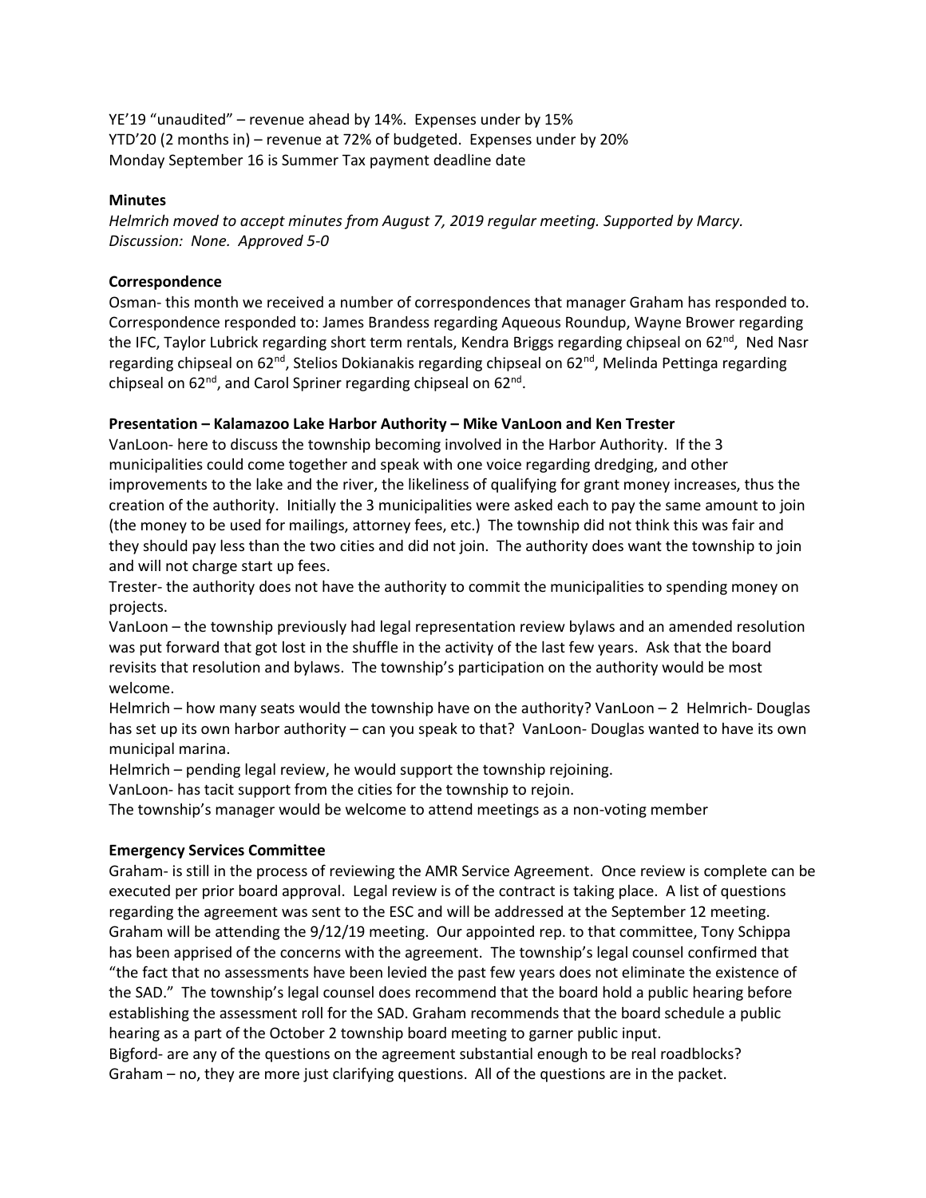YE'19 "unaudited" – revenue ahead by 14%. Expenses under by 15%
YTD'20 (2 months in) – revenue at 72% of budgeted. Expenses under by 20%
Monday September 16 is Summer Tax payment deadline date

**Minutes**

*Helmrich moved to accept minutes from August 7, 2019 regular meeting. Supported by Marcy. Discussion: None. Approved 5-0*

**Correspondence**

Osman- this month we received a number of correspondences that manager Graham has responded to. Correspondence responded to: James Brandess regarding Aqueous Roundup, Wayne Brower regarding the IFC, Taylor Lubrick regarding short term rentals, Kendra Briggs regarding chipseal on 62nd, Ned Nasr regarding chipseal on 62nd, Stelios Dokianakis regarding chipseal on 62nd, Melinda Pettinga regarding chipseal on 62nd, and Carol Spriner regarding chipseal on 62nd.

**Presentation – Kalamazoo Lake Harbor Authority – Mike VanLoon and Ken Trester**

VanLoon- here to discuss the township becoming involved in the Harbor Authority. If the 3 municipalities could come together and speak with one voice regarding dredging, and other improvements to the lake and the river, the likeliness of qualifying for grant money increases, thus the creation of the authority. Initially the 3 municipalities were asked each to pay the same amount to join (the money to be used for mailings, attorney fees, etc.) The township did not think this was fair and they should pay less than the two cities and did not join. The authority does want the township to join and will not charge start up fees.

Trester- the authority does not have the authority to commit the municipalities to spending money on projects.

VanLoon – the township previously had legal representation review bylaws and an amended resolution was put forward that got lost in the shuffle in the activity of the last few years. Ask that the board revisits that resolution and bylaws. The township's participation on the authority would be most welcome.

Helmrich – how many seats would the township have on the authority? VanLoon – 2 Helmrich- Douglas has set up its own harbor authority – can you speak to that? VanLoon- Douglas wanted to have its own municipal marina.

Helmrich – pending legal review, he would support the township rejoining.

VanLoon- has tacit support from the cities for the township to rejoin.

The township's manager would be welcome to attend meetings as a non-voting member

**Emergency Services Committee**

Graham- is still in the process of reviewing the AMR Service Agreement. Once review is complete can be executed per prior board approval. Legal review is of the contract is taking place. A list of questions regarding the agreement was sent to the ESC and will be addressed at the September 12 meeting. Graham will be attending the 9/12/19 meeting. Our appointed rep. to that committee, Tony Schippa has been apprised of the concerns with the agreement. The township's legal counsel confirmed that "the fact that no assessments have been levied the past few years does not eliminate the existence of the SAD." The township's legal counsel does recommend that the board hold a public hearing before establishing the assessment roll for the SAD. Graham recommends that the board schedule a public hearing as a part of the October 2 township board meeting to garner public input.

Bigford- are any of the questions on the agreement substantial enough to be real roadblocks?
Graham – no, they are more just clarifying questions. All of the questions are in the packet.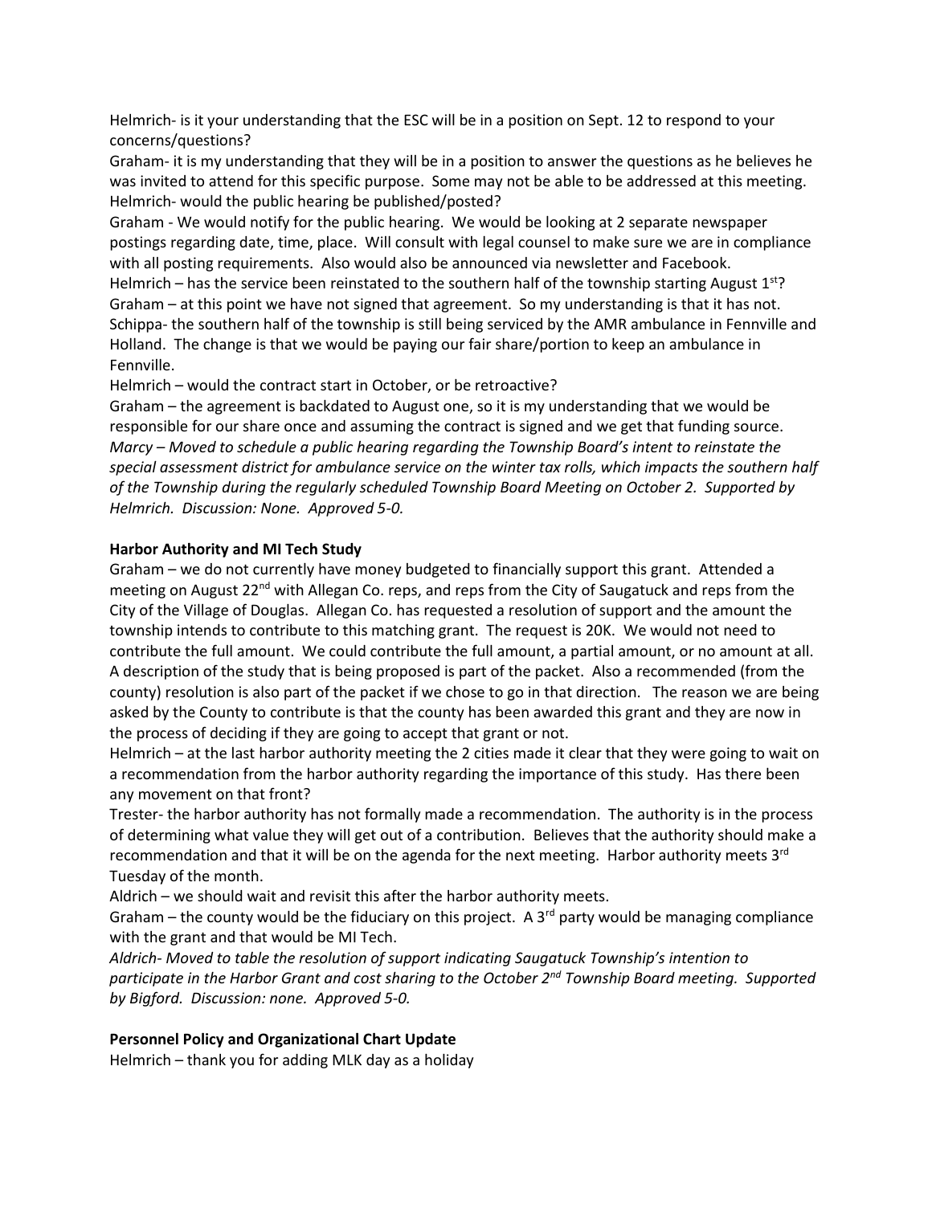Helmrich- is it your understanding that the ESC will be in a position on Sept. 12 to respond to your concerns/questions?

Graham- it is my understanding that they will be in a position to answer the questions as he believes he was invited to attend for this specific purpose. Some may not be able to be addressed at this meeting.

Helmrich- would the public hearing be published/posted?

Graham - We would notify for the public hearing. We would be looking at 2 separate newspaper postings regarding date, time, place. Will consult with legal counsel to make sure we are in compliance with all posting requirements. Also would also be announced via newsletter and Facebook.

Helmrich – has the service been reinstated to the southern half of the township starting August 1st?

Graham – at this point we have not signed that agreement. So my understanding is that it has not.

Schippa- the southern half of the township is still being serviced by the AMR ambulance in Fennville and Holland. The change is that we would be paying our fair share/portion to keep an ambulance in Fennville.

Helmrich – would the contract start in October, or be retroactive?

Graham – the agreement is backdated to August one, so it is my understanding that we would be responsible for our share once and assuming the contract is signed and we get that funding source.

*Marcy – Moved to schedule a public hearing regarding the Township Board's intent to reinstate the special assessment district for ambulance service on the winter tax rolls, which impacts the southern half of the Township during the regularly scheduled Township Board Meeting on October 2. Supported by Helmrich. Discussion: None. Approved 5-0.*

**Harbor Authority and MI Tech Study**

Graham – we do not currently have money budgeted to financially support this grant. Attended a meeting on August 22nd with Allegan Co. reps, and reps from the City of Saugatuck and reps from the City of the Village of Douglas. Allegan Co. has requested a resolution of support and the amount the township intends to contribute to this matching grant. The request is 20K. We would not need to contribute the full amount. We could contribute the full amount, a partial amount, or no amount at all. A description of the study that is being proposed is part of the packet. Also a recommended (from the county) resolution is also part of the packet if we chose to go in that direction. The reason we are being asked by the County to contribute is that the county has been awarded this grant and they are now in the process of deciding if they are going to accept that grant or not.

Helmrich – at the last harbor authority meeting the 2 cities made it clear that they were going to wait on a recommendation from the harbor authority regarding the importance of this study. Has there been any movement on that front?

Trester- the harbor authority has not formally made a recommendation. The authority is in the process of determining what value they will get out of a contribution. Believes that the authority should make a recommendation and that it will be on the agenda for the next meeting. Harbor authority meets 3rd Tuesday of the month.

Aldrich – we should wait and revisit this after the harbor authority meets.

Graham – the county would be the fiduciary on this project. A 3rd party would be managing compliance with the grant and that would be MI Tech.

*Aldrich- Moved to table the resolution of support indicating Saugatuck Township's intention to participate in the Harbor Grant and cost sharing to the October 2nd Township Board meeting. Supported by Bigford. Discussion: none. Approved 5-0.*

**Personnel Policy and Organizational Chart Update**

Helmrich – thank you for adding MLK day as a holiday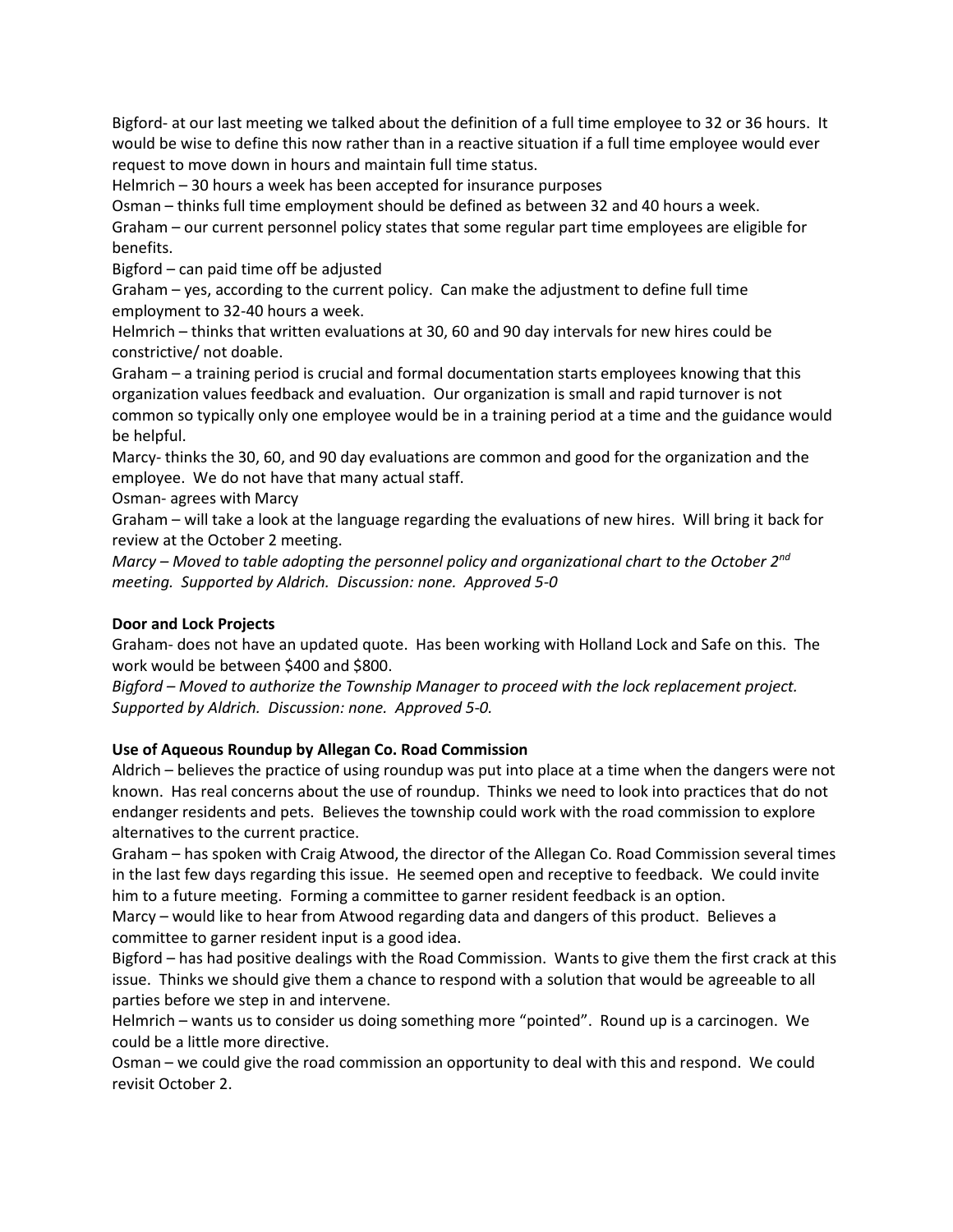Bigford- at our last meeting we talked about the definition of a full time employee to 32 or 36 hours. It would be wise to define this now rather than in a reactive situation if a full time employee would ever request to move down in hours and maintain full time status.

Helmrich – 30 hours a week has been accepted for insurance purposes

Osman – thinks full time employment should be defined as between 32 and 40 hours a week.

Graham – our current personnel policy states that some regular part time employees are eligible for benefits.

Bigford – can paid time off be adjusted

Graham – yes, according to the current policy. Can make the adjustment to define full time employment to 32-40 hours a week.

Helmrich – thinks that written evaluations at 30, 60 and 90 day intervals for new hires could be constrictive/ not doable.

Graham – a training period is crucial and formal documentation starts employees knowing that this organization values feedback and evaluation. Our organization is small and rapid turnover is not common so typically only one employee would be in a training period at a time and the guidance would be helpful.

Marcy- thinks the 30, 60, and 90 day evaluations are common and good for the organization and the employee. We do not have that many actual staff.

Osman- agrees with Marcy

Graham – will take a look at the language regarding the evaluations of new hires. Will bring it back for review at the October 2 meeting.

*Marcy – Moved to table adopting the personnel policy and organizational chart to the October 2nd meeting. Supported by Aldrich. Discussion: none. Approved 5-0*

**Door and Lock Projects**

Graham- does not have an updated quote. Has been working with Holland Lock and Safe on this. The work would be between $400 and $800.

*Bigford – Moved to authorize the Township Manager to proceed with the lock replacement project. Supported by Aldrich. Discussion: none. Approved 5-0.*

**Use of Aqueous Roundup by Allegan Co. Road Commission**

Aldrich – believes the practice of using roundup was put into place at a time when the dangers were not known. Has real concerns about the use of roundup. Thinks we need to look into practices that do not endanger residents and pets. Believes the township could work with the road commission to explore alternatives to the current practice.

Graham – has spoken with Craig Atwood, the director of the Allegan Co. Road Commission several times in the last few days regarding this issue. He seemed open and receptive to feedback. We could invite him to a future meeting. Forming a committee to garner resident feedback is an option.

Marcy – would like to hear from Atwood regarding data and dangers of this product. Believes a committee to garner resident input is a good idea.

Bigford – has had positive dealings with the Road Commission. Wants to give them the first crack at this issue. Thinks we should give them a chance to respond with a solution that would be agreeable to all parties before we step in and intervene.

Helmrich – wants us to consider us doing something more "pointed". Round up is a carcinogen. We could be a little more directive.

Osman – we could give the road commission an opportunity to deal with this and respond. We could revisit October 2.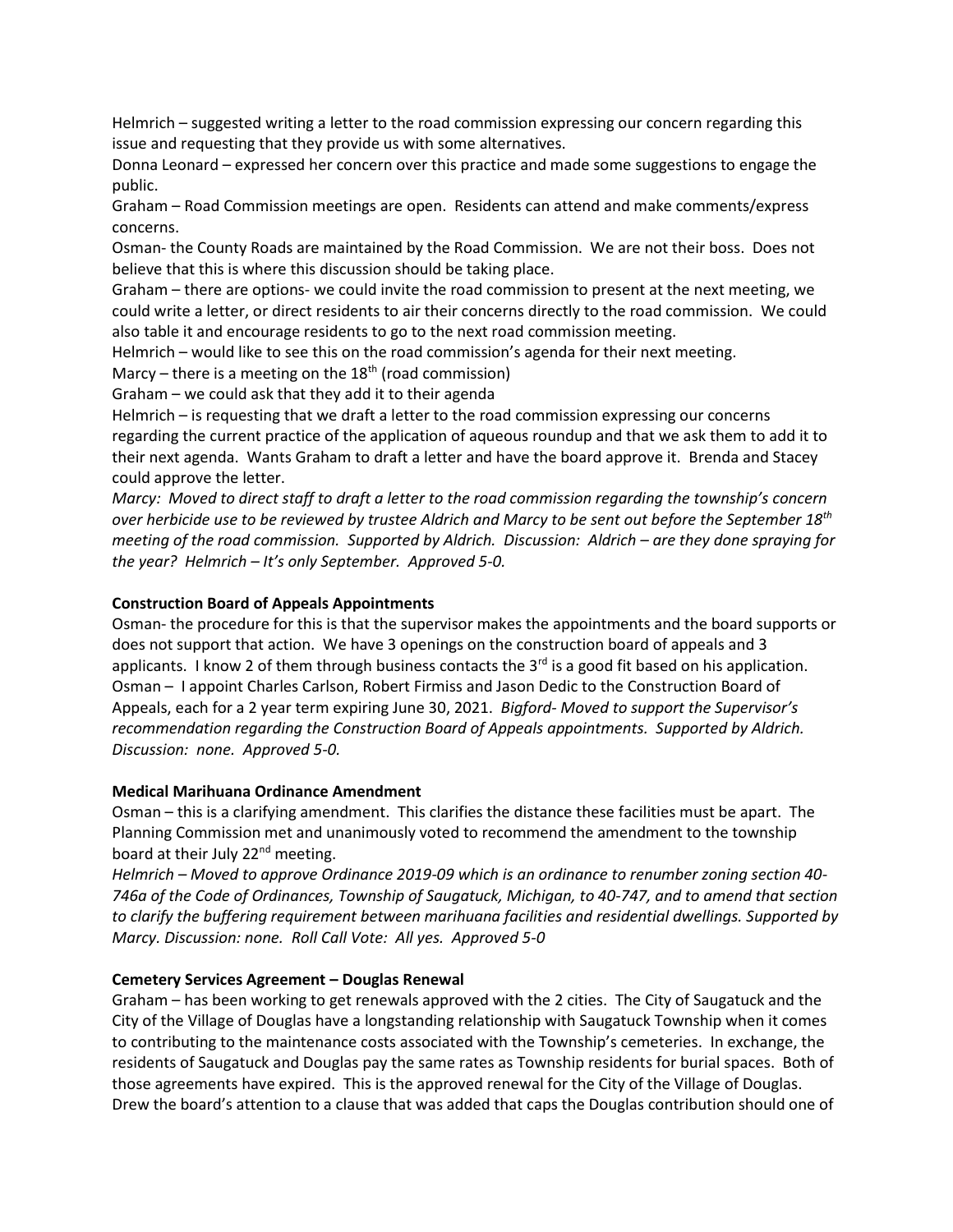Helmrich – suggested writing a letter to the road commission expressing our concern regarding this issue and requesting that they provide us with some alternatives.

Donna Leonard – expressed her concern over this practice and made some suggestions to engage the public.

Graham – Road Commission meetings are open. Residents can attend and make comments/express concerns.

Osman- the County Roads are maintained by the Road Commission. We are not their boss. Does not believe that this is where this discussion should be taking place.

Graham – there are options- we could invite the road commission to present at the next meeting, we could write a letter, or direct residents to air their concerns directly to the road commission. We could also table it and encourage residents to go to the next road commission meeting.

Helmrich – would like to see this on the road commission's agenda for their next meeting.

Marcy – there is a meeting on the 18th (road commission)

Graham – we could ask that they add it to their agenda

Helmrich – is requesting that we draft a letter to the road commission expressing our concerns regarding the current practice of the application of aqueous roundup and that we ask them to add it to their next agenda. Wants Graham to draft a letter and have the board approve it. Brenda and Stacey could approve the letter.

*Marcy: Moved to direct staff to draft a letter to the road commission regarding the township's concern over herbicide use to be reviewed by trustee Aldrich and Marcy to be sent out before the September 18th meeting of the road commission. Supported by Aldrich. Discussion: Aldrich – are they done spraying for the year? Helmrich – It's only September. Approved 5-0.*

**Construction Board of Appeals Appointments**

Osman- the procedure for this is that the supervisor makes the appointments and the board supports or does not support that action. We have 3 openings on the construction board of appeals and 3 applicants. I know 2 of them through business contacts the 3rd is a good fit based on his application. Osman – I appoint Charles Carlson, Robert Firmiss and Jason Dedic to the Construction Board of Appeals, each for a 2 year term expiring June 30, 2021. *Bigford- Moved to support the Supervisor's recommendation regarding the Construction Board of Appeals appointments. Supported by Aldrich. Discussion: none. Approved 5-0.*

**Medical Marihuana Ordinance Amendment**

Osman – this is a clarifying amendment. This clarifies the distance these facilities must be apart. The Planning Commission met and unanimously voted to recommend the amendment to the township board at their July 22nd meeting.

*Helmrich – Moved to approve Ordinance 2019-09 which is an ordinance to renumber zoning section 40-746a of the Code of Ordinances, Township of Saugatuck, Michigan, to 40-747, and to amend that section to clarify the buffering requirement between marihuana facilities and residential dwellings. Supported by Marcy. Discussion: none. Roll Call Vote: All yes. Approved 5-0*

**Cemetery Services Agreement – Douglas Renewal**

Graham – has been working to get renewals approved with the 2 cities. The City of Saugatuck and the City of the Village of Douglas have a longstanding relationship with Saugatuck Township when it comes to contributing to the maintenance costs associated with the Township's cemeteries. In exchange, the residents of Saugatuck and Douglas pay the same rates as Township residents for burial spaces. Both of those agreements have expired. This is the approved renewal for the City of the Village of Douglas. Drew the board's attention to a clause that was added that caps the Douglas contribution should one of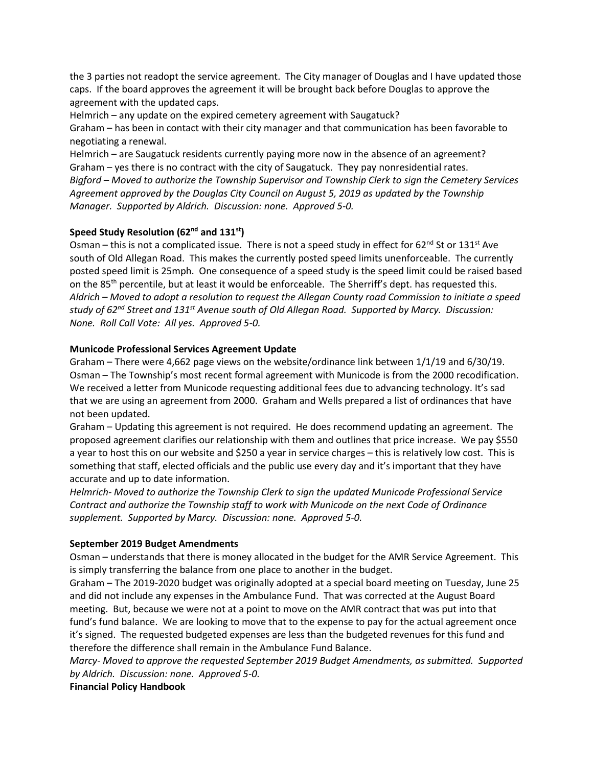the 3 parties not readopt the service agreement. The City manager of Douglas and I have updated those caps. If the board approves the agreement it will be brought back before Douglas to approve the agreement with the updated caps.

Helmrich – any update on the expired cemetery agreement with Saugatuck?

Graham – has been in contact with their city manager and that communication has been favorable to negotiating a renewal.

Helmrich – are Saugatuck residents currently paying more now in the absence of an agreement?

Graham – yes there is no contract with the city of Saugatuck. They pay nonresidential rates.

*Bigford – Moved to authorize the Township Supervisor and Township Clerk to sign the Cemetery Services Agreement approved by the Douglas City Council on August 5, 2019 as updated by the Township Manager. Supported by Aldrich. Discussion: none. Approved 5-0.*

**Speed Study Resolution (62nd and 131st)**

Osman – this is not a complicated issue. There is not a speed study in effect for 62nd St or 131st Ave south of Old Allegan Road. This makes the currently posted speed limits unenforceable. The currently posted speed limit is 25mph. One consequence of a speed study is the speed limit could be raised based on the 85th percentile, but at least it would be enforceable. The Sherriff's dept. has requested this.

*Aldrich – Moved to adopt a resolution to request the Allegan County road Commission to initiate a speed study of 62nd Street and 131st Avenue south of Old Allegan Road. Supported by Marcy. Discussion: None. Roll Call Vote: All yes. Approved 5-0.*

**Municode Professional Services Agreement Update**

Graham – There were 4,662 page views on the website/ordinance link between 1/1/19 and 6/30/19.

Osman – The Township's most recent formal agreement with Municode is from the 2000 recodification. We received a letter from Municode requesting additional fees due to advancing technology. It's sad that we are using an agreement from 2000. Graham and Wells prepared a list of ordinances that have not been updated.

Graham – Updating this agreement is not required. He does recommend updating an agreement. The proposed agreement clarifies our relationship with them and outlines that price increase. We pay $550 a year to host this on our website and $250 a year in service charges – this is relatively low cost. This is something that staff, elected officials and the public use every day and it's important that they have accurate and up to date information.

*Helmrich- Moved to authorize the Township Clerk to sign the updated Municode Professional Service Contract and authorize the Township staff to work with Municode on the next Code of Ordinance supplement. Supported by Marcy. Discussion: none. Approved 5-0.*

**September 2019 Budget Amendments**

Osman – understands that there is money allocated in the budget for the AMR Service Agreement. This is simply transferring the balance from one place to another in the budget.

Graham – The 2019-2020 budget was originally adopted at a special board meeting on Tuesday, June 25 and did not include any expenses in the Ambulance Fund. That was corrected at the August Board meeting. But, because we were not at a point to move on the AMR contract that was put into that fund's fund balance. We are looking to move that to the expense to pay for the actual agreement once it's signed. The requested budgeted expenses are less than the budgeted revenues for this fund and therefore the difference shall remain in the Ambulance Fund Balance.

*Marcy- Moved to approve the requested September 2019 Budget Amendments, as submitted. Supported by Aldrich. Discussion: none. Approved 5-0.*

**Financial Policy Handbook**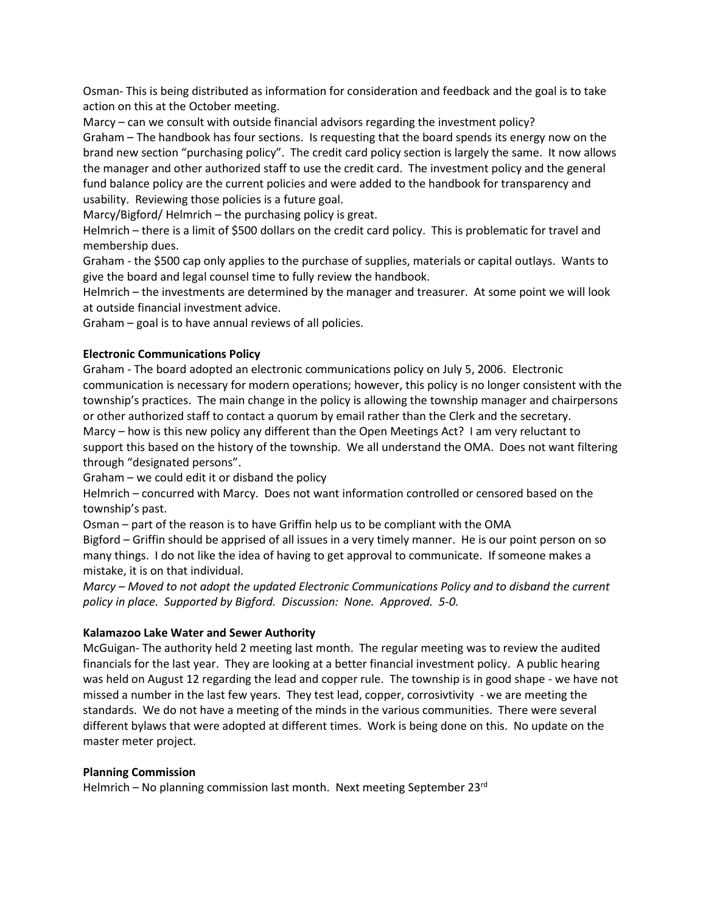Osman- This is being distributed as information for consideration and feedback and the goal is to take action on this at the October meeting.

Marcy – can we consult with outside financial advisors regarding the investment policy?

Graham – The handbook has four sections. Is requesting that the board spends its energy now on the brand new section "purchasing policy". The credit card policy section is largely the same. It now allows the manager and other authorized staff to use the credit card. The investment policy and the general fund balance policy are the current policies and were added to the handbook for transparency and usability. Reviewing those policies is a future goal.

Marcy/Bigford/ Helmrich – the purchasing policy is great.

Helmrich – there is a limit of $500 dollars on the credit card policy. This is problematic for travel and membership dues.

Graham - the $500 cap only applies to the purchase of supplies, materials or capital outlays. Wants to give the board and legal counsel time to fully review the handbook.

Helmrich – the investments are determined by the manager and treasurer. At some point we will look at outside financial investment advice.

Graham – goal is to have annual reviews of all policies.

**Electronic Communications Policy**

Graham - The board adopted an electronic communications policy on July 5, 2006. Electronic communication is necessary for modern operations; however, this policy is no longer consistent with the township's practices. The main change in the policy is allowing the township manager and chairpersons or other authorized staff to contact a quorum by email rather than the Clerk and the secretary.

Marcy – how is this new policy any different than the Open Meetings Act? I am very reluctant to support this based on the history of the township. We all understand the OMA. Does not want filtering through "designated persons".

Graham – we could edit it or disband the policy

Helmrich – concurred with Marcy. Does not want information controlled or censored based on the township's past.

Osman – part of the reason is to have Griffin help us to be compliant with the OMA

Bigford – Griffin should be apprised of all issues in a very timely manner. He is our point person on so many things. I do not like the idea of having to get approval to communicate. If someone makes a mistake, it is on that individual.

*Marcy – Moved to not adopt the updated Electronic Communications Policy and to disband the current policy in place. Supported by Bigford. Discussion: None. Approved. 5-0.*

**Kalamazoo Lake Water and Sewer Authority**

McGuigan- The authority held 2 meeting last month. The regular meeting was to review the audited financials for the last year. They are looking at a better financial investment policy. A public hearing was held on August 12 regarding the lead and copper rule. The township is in good shape - we have not missed a number in the last few years. They test lead, copper, corrosivtivity - we are meeting the standards. We do not have a meeting of the minds in the various communities. There were several different bylaws that were adopted at different times. Work is being done on this. No update on the master meter project.

**Planning Commission**

Helmrich – No planning commission last month. Next meeting September 23rd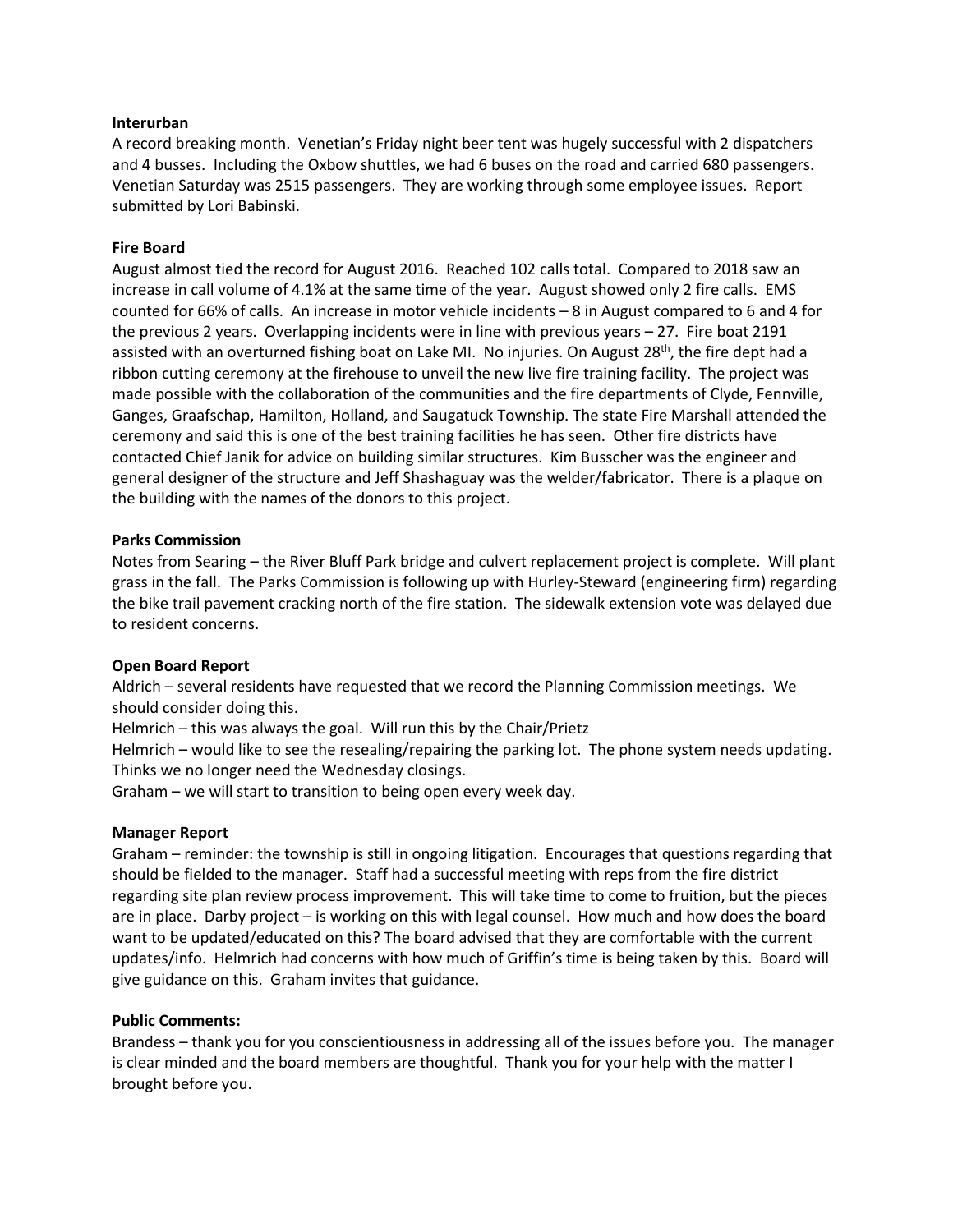**Interurban**

A record breaking month. Venetian's Friday night beer tent was hugely successful with 2 dispatchers and 4 busses. Including the Oxbow shuttles, we had 6 buses on the road and carried 680 passengers. Venetian Saturday was 2515 passengers. They are working through some employee issues. Report submitted by Lori Babinski.

**Fire Board**

August almost tied the record for August 2016. Reached 102 calls total. Compared to 2018 saw an increase in call volume of 4.1% at the same time of the year. August showed only 2 fire calls. EMS counted for 66% of calls. An increase in motor vehicle incidents – 8 in August compared to 6 and 4 for the previous 2 years. Overlapping incidents were in line with previous years – 27. Fire boat 2191 assisted with an overturned fishing boat on Lake MI. No injuries. On August 28th, the fire dept had a ribbon cutting ceremony at the firehouse to unveil the new live fire training facility. The project was made possible with the collaboration of the communities and the fire departments of Clyde, Fennville, Ganges, Graafschap, Hamilton, Holland, and Saugatuck Township. The state Fire Marshall attended the ceremony and said this is one of the best training facilities he has seen. Other fire districts have contacted Chief Janik for advice on building similar structures. Kim Busscher was the engineer and general designer of the structure and Jeff Shashaguay was the welder/fabricator. There is a plaque on the building with the names of the donors to this project.

**Parks Commission**

Notes from Searing – the River Bluff Park bridge and culvert replacement project is complete. Will plant grass in the fall. The Parks Commission is following up with Hurley-Steward (engineering firm) regarding the bike trail pavement cracking north of the fire station. The sidewalk extension vote was delayed due to resident concerns.

**Open Board Report**

Aldrich – several residents have requested that we record the Planning Commission meetings. We should consider doing this.

Helmrich – this was always the goal. Will run this by the Chair/Prietz

Helmrich – would like to see the resealing/repairing the parking lot. The phone system needs updating. Thinks we no longer need the Wednesday closings.

Graham – we will start to transition to being open every week day.

**Manager Report**

Graham – reminder: the township is still in ongoing litigation. Encourages that questions regarding that should be fielded to the manager. Staff had a successful meeting with reps from the fire district regarding site plan review process improvement. This will take time to come to fruition, but the pieces are in place. Darby project – is working on this with legal counsel. How much and how does the board want to be updated/educated on this? The board advised that they are comfortable with the current updates/info. Helmrich had concerns with how much of Griffin's time is being taken by this. Board will give guidance on this. Graham invites that guidance.

**Public Comments:**

Brandess – thank you for you conscientiousness in addressing all of the issues before you. The manager is clear minded and the board members are thoughtful. Thank you for your help with the matter I brought before you.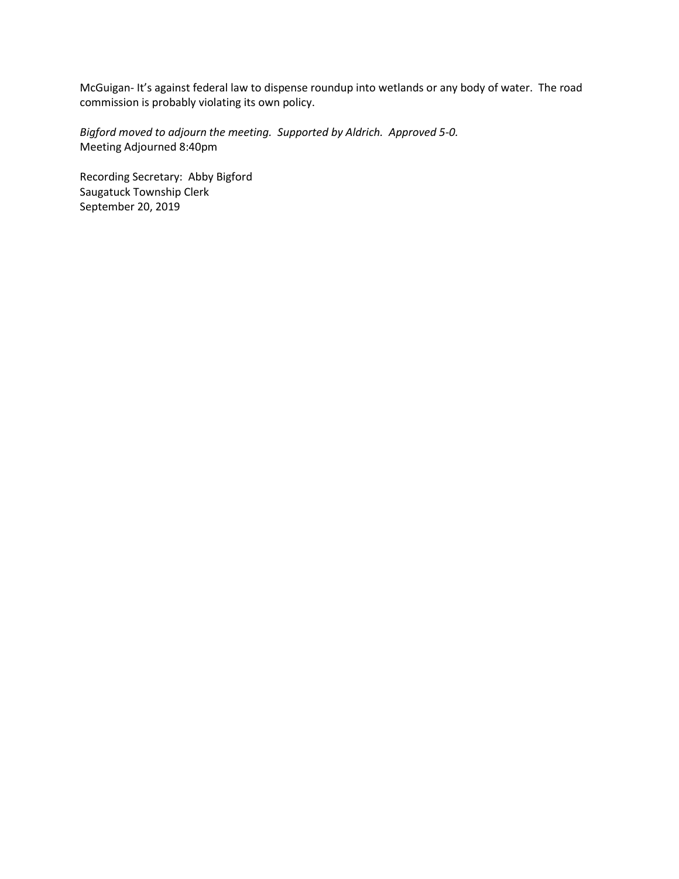McGuigan- It's against federal law to dispense roundup into wetlands or any body of water. The road commission is probably violating its own policy.

*Bigford moved to adjourn the meeting. Supported by Aldrich. Approved 5-0.*
Meeting Adjourned 8:40pm

Recording Secretary: Abby Bigford
Saugatuck Township Clerk
September 20, 2019